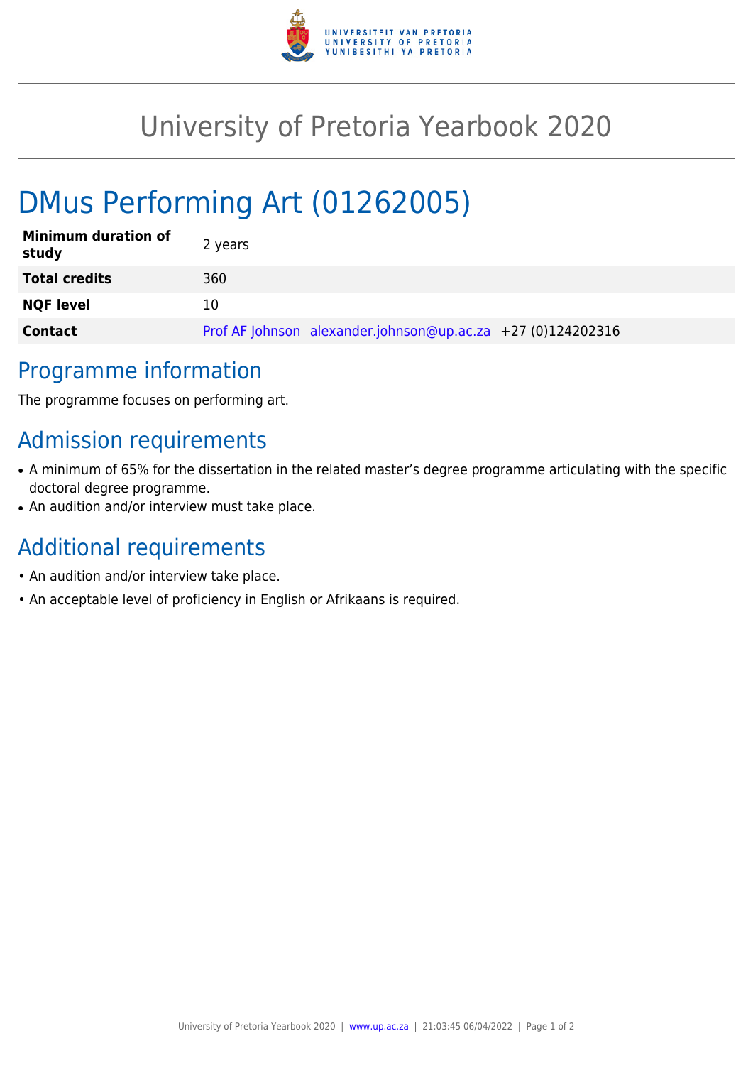# University of Pretoria Yearbook 2020

# DMus Performing Art (01262005)

| | |
|---|---|
| **Minimum duration of study** | 2 years |
| **Total credits** | 360 |
| **NQF level** | 10 |
| **Contact** | Prof AF Johnson alexander.johnson@up.ac.za +27 (0)124202316 |

## Programme information

The programme focuses on performing art.

## Admission requirements

- A minimum of 65% for the dissertation in the related master's degree programme articulating with the specific doctoral degree programme.
- An audition and/or interview must take place.

## Additional requirements

- An audition and/or interview take place.
- An acceptable level of proficiency in English or Afrikaans is required.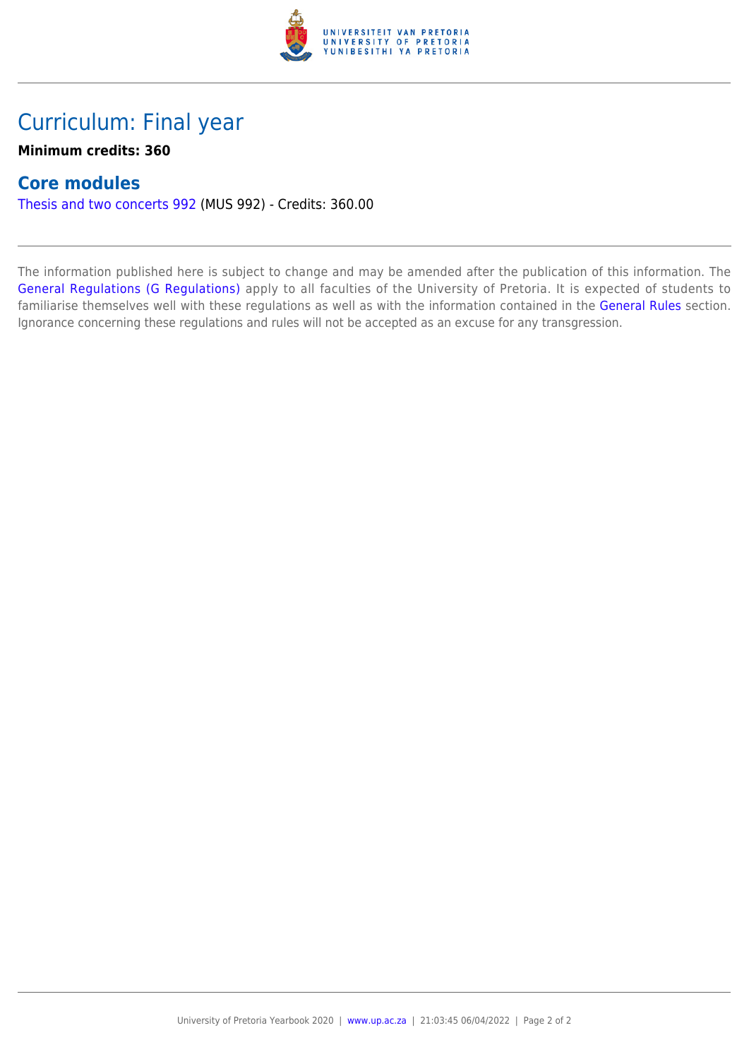## Curriculum: Final year

**Minimum credits: 360**

### Core modules

Thesis and two concerts 992 (MUS 992) - Credits: 360.00

The information published here is subject to change and may be amended after the publication of this information. The General Regulations (G Regulations) apply to all faculties of the University of Pretoria. It is expected of students to familiarise themselves well with these regulations as well as with the information contained in the General Rules section. Ignorance concerning these regulations and rules will not be accepted as an excuse for any transgression.